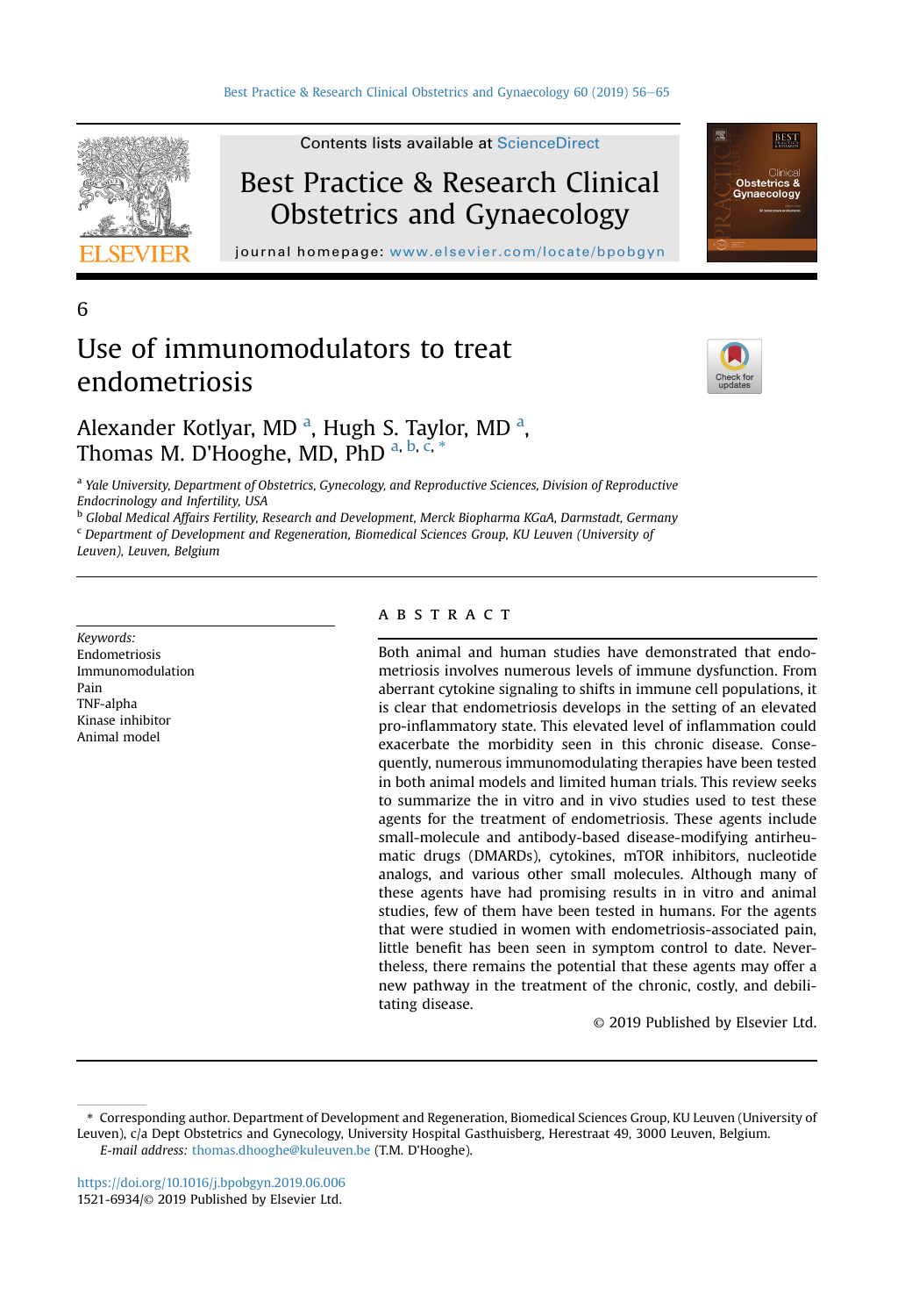6

# Use of immunomodulators to treat endometriosis

Alexander Kotlyar, MD [a], Hugh S. Taylor, MD [a], Thomas M. D'Hooghe, MD, PhD [a, b, c, *]

[a] *Yale University, Department of Obstetrics, Gynecology, and Reproductive Sciences, Division of Reproductive Endocrinology and Infertility, USA*

[b] *Global Medical Affairs Fertility, Research and Development, Merck Biopharma KGaA, Darmstadt, Germany*

[c] *Department of Development and Regeneration, Biomedical Sciences Group, KU Leuven (University of Leuven), Leuven, Belgium*

*Keywords:*
Endometriosis
Immunomodulation
Pain
TNF-alpha
Kinase inhibitor
Animal model

## ABSTRACT

Both animal and human studies have demonstrated that endometriosis involves numerous levels of immune dysfunction. From aberrant cytokine signaling to shifts in immune cell populations, it is clear that endometriosis develops in the setting of an elevated pro-inflammatory state. This elevated level of inflammation could exacerbate the morbidity seen in this chronic disease. Consequently, numerous immunomodulating therapies have been tested in both animal models and limited human trials. This review seeks to summarize the in vitro and in vivo studies used to test these agents for the treatment of endometriosis. These agents include small-molecule and antibody-based disease-modifying antirheumatic drugs (DMARDs), cytokines, mTOR inhibitors, nucleotide analogs, and various other small molecules. Although many of these agents have had promising results in in vitro and animal studies, few of them have been tested in humans. For the agents that were studied in women with endometriosis-associated pain, little benefit has been seen in symptom control to date. Nevertheless, there remains the potential that these agents may offer a new pathway in the treatment of the chronic, costly, and debilitating disease.

© 2019 Published by Elsevier Ltd.

\* Corresponding author. Department of Development and Regeneration, Biomedical Sciences Group, KU Leuven (University of Leuven), c/a Dept Obstetrics and Gynecology, University Hospital Gasthuisberg, Herestraat 49, 3000 Leuven, Belgium.
*E-mail address:* thomas.dhooghe@kuleuven.be (T.M. D'Hooghe).

https://doi.org/10.1016/j.bpobgyn.2019.06.006
1521-6934/© 2019 Published by Elsevier Ltd.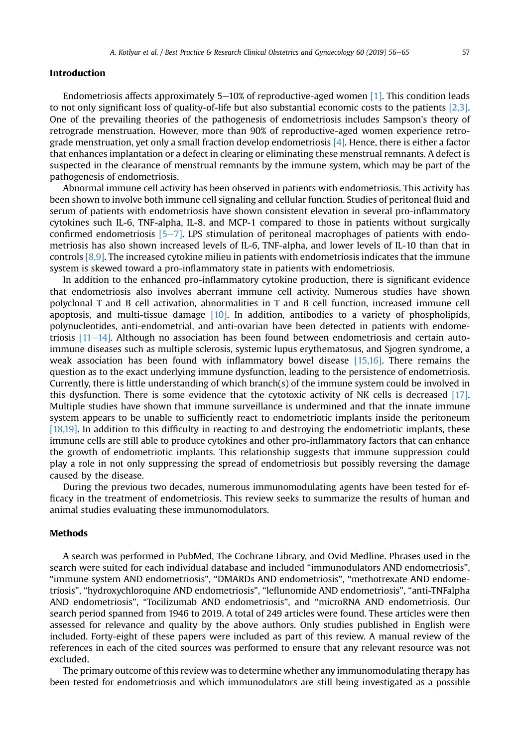## Introduction

Endometriosis affects approximately 5–10% of reproductive-aged women [1]. This condition leads to not only significant loss of quality-of-life but also substantial economic costs to the patients [2,3]. One of the prevailing theories of the pathogenesis of endometriosis includes Sampson's theory of retrograde menstruation. However, more than 90% of reproductive-aged women experience retrograde menstruation, yet only a small fraction develop endometriosis [4]. Hence, there is either a factor that enhances implantation or a defect in clearing or eliminating these menstrual remnants. A defect is suspected in the clearance of menstrual remnants by the immune system, which may be part of the pathogenesis of endometriosis.

Abnormal immune cell activity has been observed in patients with endometriosis. This activity has been shown to involve both immune cell signaling and cellular function. Studies of peritoneal fluid and serum of patients with endometriosis have shown consistent elevation in several pro-inflammatory cytokines such IL-6, TNF-alpha, IL-8, and MCP-1 compared to those in patients without surgically confirmed endometriosis [5–7]. LPS stimulation of peritoneal macrophages of patients with endometriosis has also shown increased levels of IL-6, TNF-alpha, and lower levels of IL-10 than that in controls [8,9]. The increased cytokine milieu in patients with endometriosis indicates that the immune system is skewed toward a pro-inflammatory state in patients with endometriosis.

In addition to the enhanced pro-inflammatory cytokine production, there is significant evidence that endometriosis also involves aberrant immune cell activity. Numerous studies have shown polyclonal T and B cell activation, abnormalities in T and B cell function, increased immune cell apoptosis, and multi-tissue damage [10]. In addition, antibodies to a variety of phospholipids, polynucleotides, anti-endometrial, and anti-ovarian have been detected in patients with endometriosis [11–14]. Although no association has been found between endometriosis and certain autoimmune diseases such as multiple sclerosis, systemic lupus erythematosus, and Sjogren syndrome, a weak association has been found with inflammatory bowel disease [15,16]. There remains the question as to the exact underlying immune dysfunction, leading to the persistence of endometriosis. Currently, there is little understanding of which branch(s) of the immune system could be involved in this dysfunction. There is some evidence that the cytotoxic activity of NK cells is decreased [17]. Multiple studies have shown that immune surveillance is undermined and that the innate immune system appears to be unable to sufficiently react to endometriotic implants inside the peritoneum [18,19]. In addition to this difficulty in reacting to and destroying the endometriotic implants, these immune cells are still able to produce cytokines and other pro-inflammatory factors that can enhance the growth of endometriotic implants. This relationship suggests that immune suppression could play a role in not only suppressing the spread of endometriosis but possibly reversing the damage caused by the disease.

During the previous two decades, numerous immunomodulating agents have been tested for efficacy in the treatment of endometriosis. This review seeks to summarize the results of human and animal studies evaluating these immunomodulators.

## Methods

A search was performed in PubMed, The Cochrane Library, and Ovid Medline. Phrases used in the search were suited for each individual database and included "immunodulators AND endometriosis", "immune system AND endometriosis", "DMARDs AND endometriosis", "methotrexate AND endometriosis", "hydroxychloroquine AND endometriosis", "leflunomide AND endometriosis", "anti-TNFalpha AND endometriosis", "Tocilizumab AND endometriosis", and "microRNA AND endometriosis. Our search period spanned from 1946 to 2019. A total of 249 articles were found. These articles were then assessed for relevance and quality by the above authors. Only studies published in English were included. Forty-eight of these papers were included as part of this review. A manual review of the references in each of the cited sources was performed to ensure that any relevant resource was not excluded.

The primary outcome of this review was to determine whether any immunomodulating therapy has been tested for endometriosis and which immunodulators are still being investigated as a possible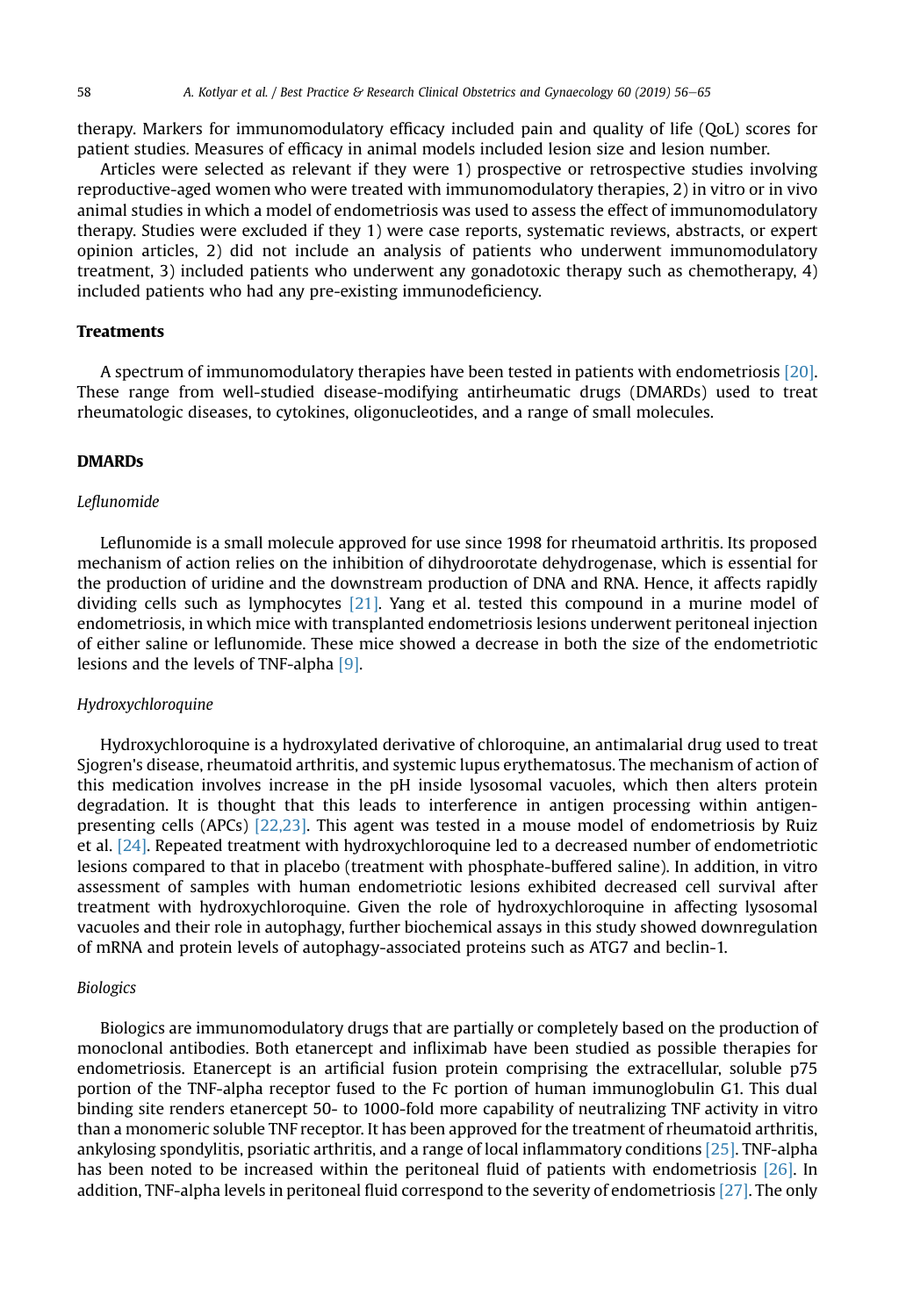therapy. Markers for immunomodulatory efficacy included pain and quality of life (QoL) scores for patient studies. Measures of efficacy in animal models included lesion size and lesion number.

Articles were selected as relevant if they were 1) prospective or retrospective studies involving reproductive-aged women who were treated with immunomodulatory therapies, 2) in vitro or in vivo animal studies in which a model of endometriosis was used to assess the effect of immunomodulatory therapy. Studies were excluded if they 1) were case reports, systematic reviews, abstracts, or expert opinion articles, 2) did not include an analysis of patients who underwent immunomodulatory treatment, 3) included patients who underwent any gonadotoxic therapy such as chemotherapy, 4) included patients who had any pre-existing immunodeficiency.

## Treatments

A spectrum of immunomodulatory therapies have been tested in patients with endometriosis [20]. These range from well-studied disease-modifying antirheumatic drugs (DMARDs) used to treat rheumatologic diseases, to cytokines, oligonucleotides, and a range of small molecules.

## DMARDs

### *Leflunomide*

Leflunomide is a small molecule approved for use since 1998 for rheumatoid arthritis. Its proposed mechanism of action relies on the inhibition of dihydroorotate dehydrogenase, which is essential for the production of uridine and the downstream production of DNA and RNA. Hence, it affects rapidly dividing cells such as lymphocytes [21]. Yang et al. tested this compound in a murine model of endometriosis, in which mice with transplanted endometriosis lesions underwent peritoneal injection of either saline or leflunomide. These mice showed a decrease in both the size of the endometriotic lesions and the levels of TNF-alpha [9].

### *Hydroxychloroquine*

Hydroxychloroquine is a hydroxylated derivative of chloroquine, an antimalarial drug used to treat Sjogren's disease, rheumatoid arthritis, and systemic lupus erythematosus. The mechanism of action of this medication involves increase in the pH inside lysosomal vacuoles, which then alters protein degradation. It is thought that this leads to interference in antigen processing within antigen-presenting cells (APCs) [22,23]. This agent was tested in a mouse model of endometriosis by Ruiz et al. [24]. Repeated treatment with hydroxychloroquine led to a decreased number of endometriotic lesions compared to that in placebo (treatment with phosphate-buffered saline). In addition, in vitro assessment of samples with human endometriotic lesions exhibited decreased cell survival after treatment with hydroxychloroquine. Given the role of hydroxychloroquine in affecting lysosomal vacuoles and their role in autophagy, further biochemical assays in this study showed downregulation of mRNA and protein levels of autophagy-associated proteins such as ATG7 and beclin-1.

### *Biologics*

Biologics are immunomodulatory drugs that are partially or completely based on the production of monoclonal antibodies. Both etanercept and infliximab have been studied as possible therapies for endometriosis. Etanercept is an artificial fusion protein comprising the extracellular, soluble p75 portion of the TNF-alpha receptor fused to the Fc portion of human immunoglobulin G1. This dual binding site renders etanercept 50- to 1000-fold more capability of neutralizing TNF activity in vitro than a monomeric soluble TNF receptor. It has been approved for the treatment of rheumatoid arthritis, ankylosing spondylitis, psoriatic arthritis, and a range of local inflammatory conditions [25]. TNF-alpha has been noted to be increased within the peritoneal fluid of patients with endometriosis [26]. In addition, TNF-alpha levels in peritoneal fluid correspond to the severity of endometriosis [27]. The only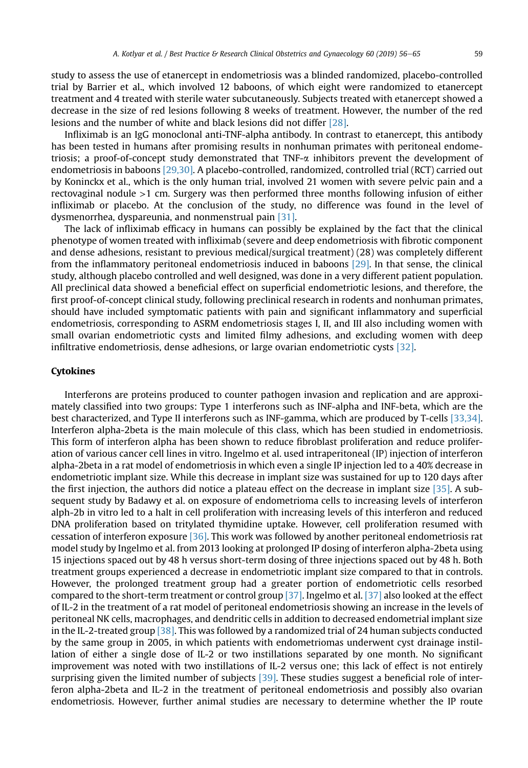study to assess the use of etanercept in endometriosis was a blinded randomized, placebo-controlled trial by Barrier et al., which involved 12 baboons, of which eight were randomized to etanercept treatment and 4 treated with sterile water subcutaneously. Subjects treated with etanercept showed a decrease in the size of red lesions following 8 weeks of treatment. However, the number of the red lesions and the number of white and black lesions did not differ [28].

Infliximab is an IgG monoclonal anti-TNF-alpha antibody. In contrast to etanercept, this antibody has been tested in humans after promising results in nonhuman primates with peritoneal endometriosis; a proof-of-concept study demonstrated that TNF-$\alpha$ inhibitors prevent the development of endometriosis in baboons [29,30]. A placebo-controlled, randomized, controlled trial (RCT) carried out by Koninckx et al., which is the only human trial, involved 21 women with severe pelvic pain and a rectovaginal nodule >1 cm. Surgery was then performed three months following infusion of either infliximab or placebo. At the conclusion of the study, no difference was found in the level of dysmenorrhea, dyspareunia, and nonmenstrual pain [31].

The lack of infliximab efficacy in humans can possibly be explained by the fact that the clinical phenotype of women treated with infliximab (severe and deep endometriosis with fibrotic component and dense adhesions, resistant to previous medical/surgical treatment) (28) was completely different from the inflammatory peritoneal endometriosis induced in baboons [29]. In that sense, the clinical study, although placebo controlled and well designed, was done in a very different patient population. All preclinical data showed a beneficial effect on superficial endometriotic lesions, and therefore, the first proof-of-concept clinical study, following preclinical research in rodents and nonhuman primates, should have included symptomatic patients with pain and significant inflammatory and superficial endometriosis, corresponding to ASRM endometriosis stages I, II, and III also including women with small ovarian endometriotic cysts and limited filmy adhesions, and excluding women with deep infiltrative endometriosis, dense adhesions, or large ovarian endometriotic cysts [32].

## Cytokines

Interferons are proteins produced to counter pathogen invasion and replication and are approximately classified into two groups: Type 1 interferons such as INF-alpha and INF-beta, which are the best characterized, and Type II interferons such as INF-gamma, which are produced by T-cells [33,34]. Interferon alpha-2beta is the main molecule of this class, which has been studied in endometriosis. This form of interferon alpha has been shown to reduce fibroblast proliferation and reduce proliferation of various cancer cell lines in vitro. Ingelmo et al. used intraperitoneal (IP) injection of interferon alpha-2beta in a rat model of endometriosis in which even a single IP injection led to a 40% decrease in endometriotic implant size. While this decrease in implant size was sustained for up to 120 days after the first injection, the authors did notice a plateau effect on the decrease in implant size [35]. A subsequent study by Badawy et al. on exposure of endometrioma cells to increasing levels of interferon alph-2b in vitro led to a halt in cell proliferation with increasing levels of this interferon and reduced DNA proliferation based on tritylated thymidine uptake. However, cell proliferation resumed with cessation of interferon exposure [36]. This work was followed by another peritoneal endometriosis rat model study by Ingelmo et al. from 2013 looking at prolonged IP dosing of interferon alpha-2beta using 15 injections spaced out by 48 h versus short-term dosing of three injections spaced out by 48 h. Both treatment groups experienced a decrease in endometriotic implant size compared to that in controls. However, the prolonged treatment group had a greater portion of endometriotic cells resorbed compared to the short-term treatment or control group [37]. Ingelmo et al. [37] also looked at the effect of IL-2 in the treatment of a rat model of peritoneal endometriosis showing an increase in the levels of peritoneal NK cells, macrophages, and dendritic cells in addition to decreased endometrial implant size in the IL-2-treated group [38]. This was followed by a randomized trial of 24 human subjects conducted by the same group in 2005, in which patients with endometriomas underwent cyst drainage instillation of either a single dose of IL-2 or two instillations separated by one month. No significant improvement was noted with two instillations of IL-2 versus one; this lack of effect is not entirely surprising given the limited number of subjects [39]. These studies suggest a beneficial role of interferon alpha-2beta and IL-2 in the treatment of peritoneal endometriosis and possibly also ovarian endometriosis. However, further animal studies are necessary to determine whether the IP route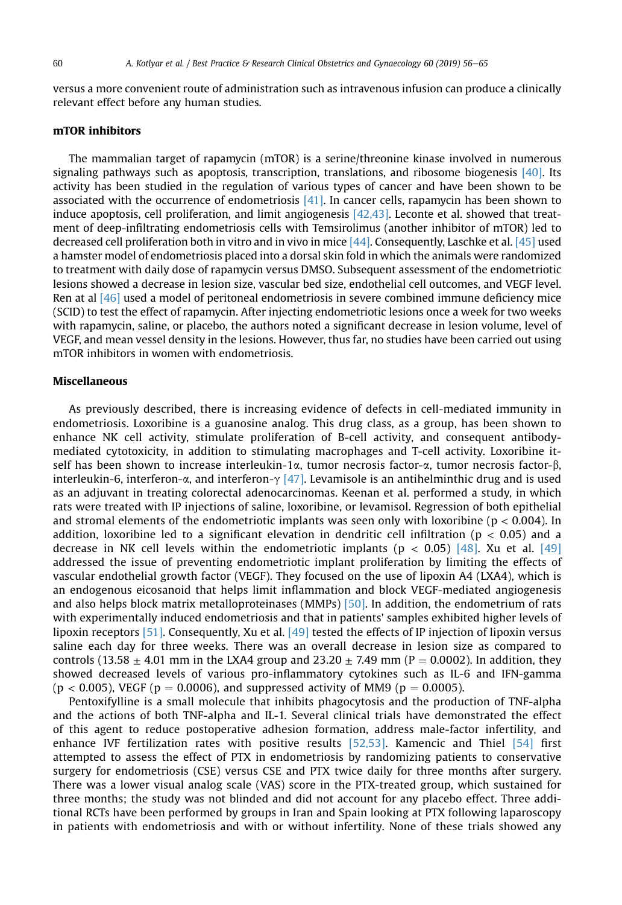versus a more convenient route of administration such as intravenous infusion can produce a clinically relevant effect before any human studies.

### mTOR inhibitors

The mammalian target of rapamycin (mTOR) is a serine/threonine kinase involved in numerous signaling pathways such as apoptosis, transcription, translations, and ribosome biogenesis [40]. Its activity has been studied in the regulation of various types of cancer and have been shown to be associated with the occurrence of endometriosis [41]. In cancer cells, rapamycin has been shown to induce apoptosis, cell proliferation, and limit angiogenesis [42,43]. Leconte et al. showed that treatment of deep-infiltrating endometriosis cells with Temsirolimus (another inhibitor of mTOR) led to decreased cell proliferation both in vitro and in vivo in mice [44]. Consequently, Laschke et al. [45] used a hamster model of endometriosis placed into a dorsal skin fold in which the animals were randomized to treatment with daily dose of rapamycin versus DMSO. Subsequent assessment of the endometriotic lesions showed a decrease in lesion size, vascular bed size, endothelial cell outcomes, and VEGF level. Ren at al [46] used a model of peritoneal endometriosis in severe combined immune deficiency mice (SCID) to test the effect of rapamycin. After injecting endometriotic lesions once a week for two weeks with rapamycin, saline, or placebo, the authors noted a significant decrease in lesion volume, level of VEGF, and mean vessel density in the lesions. However, thus far, no studies have been carried out using mTOR inhibitors in women with endometriosis.

### Miscellaneous

As previously described, there is increasing evidence of defects in cell-mediated immunity in endometriosis. Loxoribine is a guanosine analog. This drug class, as a group, has been shown to enhance NK cell activity, stimulate proliferation of B-cell activity, and consequent antibody-mediated cytotoxicity, in addition to stimulating macrophages and T-cell activity. Loxoribine itself has been shown to increase interleukin-1$\alpha$, tumor necrosis factor-$\alpha$, tumor necrosis factor-$\beta$, interleukin-6, interferon-$\alpha$, and interferon-$\gamma$ [47]. Levamisole is an antihelminthic drug and is used as an adjuvant in treating colorectal adenocarcinomas. Keenan et al. performed a study, in which rats were treated with IP injections of saline, loxoribine, or levamisol. Regression of both epithelial and stromal elements of the endometriotic implants was seen only with loxoribine ($p < 0.004$). In addition, loxoribine led to a significant elevation in dendritic cell infiltration ($p < 0.05$) and a decrease in NK cell levels within the endometriotic implants ($p < 0.05$) [48]. Xu et al. [49] addressed the issue of preventing endometriotic implant proliferation by limiting the effects of vascular endothelial growth factor (VEGF). They focused on the use of lipoxin A4 (LXA4), which is an endogenous eicosanoid that helps limit inflammation and block VEGF-mediated angiogenesis and also helps block matrix metalloproteinases (MMPs) [50]. In addition, the endometrium of rats with experimentally induced endometriosis and that in patients' samples exhibited higher levels of lipoxin receptors [51]. Consequently, Xu et al. [49] tested the effects of IP injection of lipoxin versus saline each day for three weeks. There was an overall decrease in lesion size as compared to controls ($13.58 \pm 4.01$ mm in the LXA4 group and $23.20 \pm 7.49$ mm ($P = 0.0002$). In addition, they showed decreased levels of various pro-inflammatory cytokines such as IL-6 and IFN-gamma ($p < 0.005$), VEGF ($p = 0.0006$), and suppressed activity of MM9 ($p = 0.0005$).

Pentoxifylline is a small molecule that inhibits phagocytosis and the production of TNF-alpha and the actions of both TNF-alpha and IL-1. Several clinical trials have demonstrated the effect of this agent to reduce postoperative adhesion formation, address male-factor infertility, and enhance IVF fertilization rates with positive results [52,53]. Kamencic and Thiel [54] first attempted to assess the effect of PTX in endometriosis by randomizing patients to conservative surgery for endometriosis (CSE) versus CSE and PTX twice daily for three months after surgery. There was a lower visual analog scale (VAS) score in the PTX-treated group, which sustained for three months; the study was not blinded and did not account for any placebo effect. Three additional RCTs have been performed by groups in Iran and Spain looking at PTX following laparoscopy in patients with endometriosis and with or without infertility. None of these trials showed any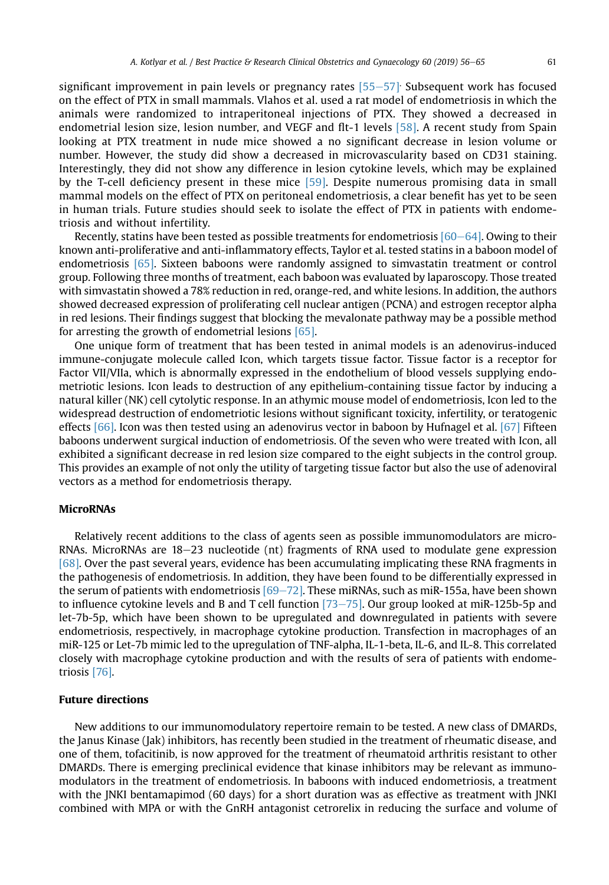significant improvement in pain levels or pregnancy rates [55–57]. Subsequent work has focused on the effect of PTX in small mammals. Vlahos et al. used a rat model of endometriosis in which the animals were randomized to intraperitoneal injections of PTX. They showed a decreased in endometrial lesion size, lesion number, and VEGF and flt-1 levels [58]. A recent study from Spain looking at PTX treatment in nude mice showed a no significant decrease in lesion volume or number. However, the study did show a decreased in microvascularity based on CD31 staining. Interestingly, they did not show any difference in lesion cytokine levels, which may be explained by the T-cell deficiency present in these mice [59]. Despite numerous promising data in small mammal models on the effect of PTX on peritoneal endometriosis, a clear benefit has yet to be seen in human trials. Future studies should seek to isolate the effect of PTX in patients with endometriosis and without infertility.

Recently, statins have been tested as possible treatments for endometriosis [60–64]. Owing to their known anti-proliferative and anti-inflammatory effects, Taylor et al. tested statins in a baboon model of endometriosis [65]. Sixteen baboons were randomly assigned to simvastatin treatment or control group. Following three months of treatment, each baboon was evaluated by laparoscopy. Those treated with simvastatin showed a 78% reduction in red, orange-red, and white lesions. In addition, the authors showed decreased expression of proliferating cell nuclear antigen (PCNA) and estrogen receptor alpha in red lesions. Their findings suggest that blocking the mevalonate pathway may be a possible method for arresting the growth of endometrial lesions [65].

One unique form of treatment that has been tested in animal models is an adenovirus-induced immune-conjugate molecule called Icon, which targets tissue factor. Tissue factor is a receptor for Factor VII/VIIa, which is abnormally expressed in the endothelium of blood vessels supplying endometriotic lesions. Icon leads to destruction of any epithelium-containing tissue factor by inducing a natural killer (NK) cell cytolytic response. In an athymic mouse model of endometriosis, Icon led to the widespread destruction of endometriotic lesions without significant toxicity, infertility, or teratogenic effects [66]. Icon was then tested using an adenovirus vector in baboon by Hufnagel et al. [67] Fifteen baboons underwent surgical induction of endometriosis. Of the seven who were treated with Icon, all exhibited a significant decrease in red lesion size compared to the eight subjects in the control group. This provides an example of not only the utility of targeting tissue factor but also the use of adenoviral vectors as a method for endometriosis therapy.

## MicroRNAs

Relatively recent additions to the class of agents seen as possible immunomodulators are microRNAs. MicroRNAs are 18–23 nucleotide (nt) fragments of RNA used to modulate gene expression [68]. Over the past several years, evidence has been accumulating implicating these RNA fragments in the pathogenesis of endometriosis. In addition, they have been found to be differentially expressed in the serum of patients with endometriosis [69–72]. These miRNAs, such as miR-155a, have been shown to influence cytokine levels and B and T cell function [73–75]. Our group looked at miR-125b-5p and let-7b-5p, which have been shown to be upregulated and downregulated in patients with severe endometriosis, respectively, in macrophage cytokine production. Transfection in macrophages of an miR-125 or Let-7b mimic led to the upregulation of TNF-alpha, IL-1-beta, IL-6, and IL-8. This correlated closely with macrophage cytokine production and with the results of sera of patients with endometriosis [76].

## Future directions

New additions to our immunomodulatory repertoire remain to be tested. A new class of DMARDs, the Janus Kinase (Jak) inhibitors, has recently been studied in the treatment of rheumatic disease, and one of them, tofacitinib, is now approved for the treatment of rheumatoid arthritis resistant to other DMARDs. There is emerging preclinical evidence that kinase inhibitors may be relevant as immunomodulators in the treatment of endometriosis. In baboons with induced endometriosis, a treatment with the JNKI bentamapimod (60 days) for a short duration was as effective as treatment with JNKI combined with MPA or with the GnRH antagonist cetrorelix in reducing the surface and volume of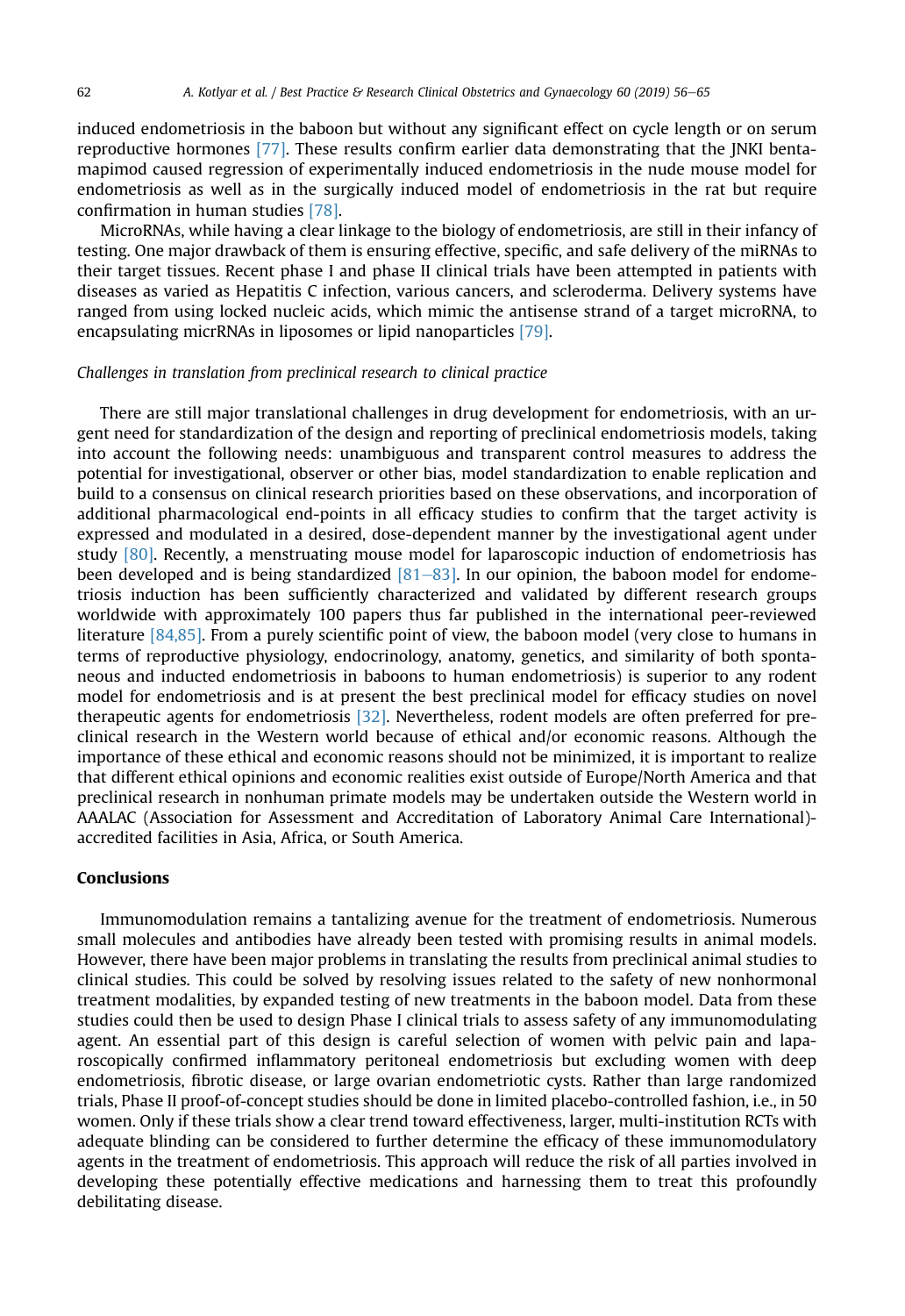induced endometriosis in the baboon but without any significant effect on cycle length or on serum reproductive hormones [77]. These results confirm earlier data demonstrating that the JNKI bentamapimod caused regression of experimentally induced endometriosis in the nude mouse model for endometriosis as well as in the surgically induced model of endometriosis in the rat but require confirmation in human studies [78].

MicroRNAs, while having a clear linkage to the biology of endometriosis, are still in their infancy of testing. One major drawback of them is ensuring effective, specific, and safe delivery of the miRNAs to their target tissues. Recent phase I and phase II clinical trials have been attempted in patients with diseases as varied as Hepatitis C infection, various cancers, and scleroderma. Delivery systems have ranged from using locked nucleic acids, which mimic the antisense strand of a target microRNA, to encapsulating micrRNAs in liposomes or lipid nanoparticles [79].

*Challenges in translation from preclinical research to clinical practice*

There are still major translational challenges in drug development for endometriosis, with an urgent need for standardization of the design and reporting of preclinical endometriosis models, taking into account the following needs: unambiguous and transparent control measures to address the potential for investigational, observer or other bias, model standardization to enable replication and build to a consensus on clinical research priorities based on these observations, and incorporation of additional pharmacological end-points in all efficacy studies to confirm that the target activity is expressed and modulated in a desired, dose-dependent manner by the investigational agent under study [80]. Recently, a menstruating mouse model for laparoscopic induction of endometriosis has been developed and is being standardized [81–83]. In our opinion, the baboon model for endometriosis induction has been sufficiently characterized and validated by different research groups worldwide with approximately 100 papers thus far published in the international peer-reviewed literature [84,85]. From a purely scientific point of view, the baboon model (very close to humans in terms of reproductive physiology, endocrinology, anatomy, genetics, and similarity of both spontaneous and inducted endometriosis in baboons to human endometriosis) is superior to any rodent model for endometriosis and is at present the best preclinical model for efficacy studies on novel therapeutic agents for endometriosis [32]. Nevertheless, rodent models are often preferred for preclinical research in the Western world because of ethical and/or economic reasons. Although the importance of these ethical and economic reasons should not be minimized, it is important to realize that different ethical opinions and economic realities exist outside of Europe/North America and that preclinical research in nonhuman primate models may be undertaken outside the Western world in AAALAC (Association for Assessment and Accreditation of Laboratory Animal Care International)-accredited facilities in Asia, Africa, or South America.

## Conclusions

Immunomodulation remains a tantalizing avenue for the treatment of endometriosis. Numerous small molecules and antibodies have already been tested with promising results in animal models. However, there have been major problems in translating the results from preclinical animal studies to clinical studies. This could be solved by resolving issues related to the safety of new nonhormonal treatment modalities, by expanded testing of new treatments in the baboon model. Data from these studies could then be used to design Phase I clinical trials to assess safety of any immunomodulating agent. An essential part of this design is careful selection of women with pelvic pain and laparoscopically confirmed inflammatory peritoneal endometriosis but excluding women with deep endometriosis, fibrotic disease, or large ovarian endometriotic cysts. Rather than large randomized trials, Phase II proof-of-concept studies should be done in limited placebo-controlled fashion, i.e., in 50 women. Only if these trials show a clear trend toward effectiveness, larger, multi-institution RCTs with adequate blinding can be considered to further determine the efficacy of these immunomodulatory agents in the treatment of endometriosis. This approach will reduce the risk of all parties involved in developing these potentially effective medications and harnessing them to treat this profoundly debilitating disease.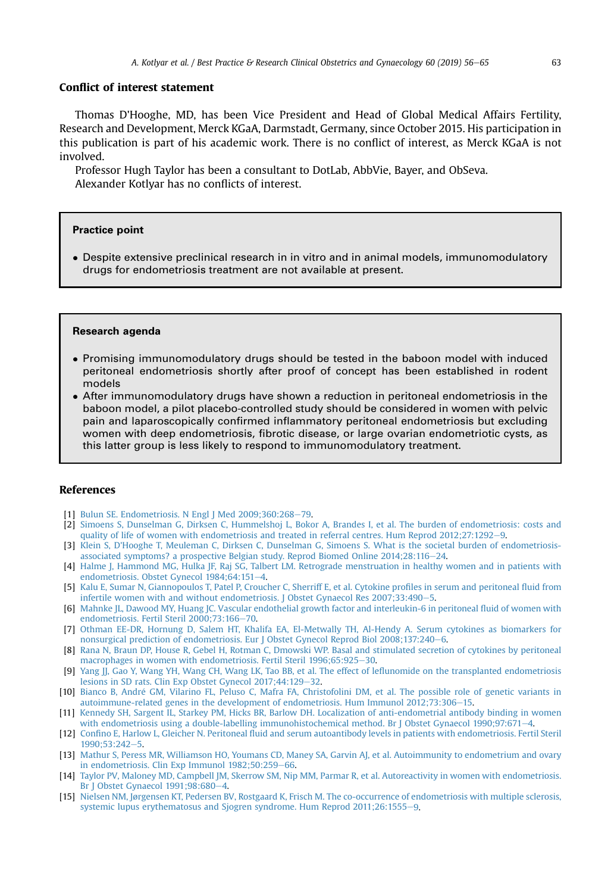## Conflict of interest statement

Thomas D'Hooghe, MD, has been Vice President and Head of Global Medical Affairs Fertility, Research and Development, Merck KGaA, Darmstadt, Germany, since October 2015. His participation in this publication is part of his academic work. There is no conflict of interest, as Merck KGaA is not involved.

Professor Hugh Taylor has been a consultant to DotLab, AbbVie, Bayer, and ObSeva.

Alexander Kotlyar has no conflicts of interest.

> **Practice point**
>
> - Despite extensive preclinical research in in vitro and in animal models, immunomodulatory drugs for endometriosis treatment are not available at present.

> **Research agenda**
>
> - Promising immunomodulatory drugs should be tested in the baboon model with induced peritoneal endometriosis shortly after proof of concept has been established in rodent models
> - After immunomodulatory drugs have shown a reduction in peritoneal endometriosis in the baboon model, a pilot placebo-controlled study should be considered in women with pelvic pain and laparoscopically confirmed inflammatory peritoneal endometriosis but excluding women with deep endometriosis, fibrotic disease, or large ovarian endometriotic cysts, as this latter group is less likely to respond to immunomodulatory treatment.

## References

[1] Bulun SE. Endometriosis. N Engl J Med 2009;360:268–79.

[2] Simoens S, Dunselman G, Dirksen C, Hummelshoj L, Bokor A, Brandes I, et al. The burden of endometriosis: costs and quality of life of women with endometriosis and treated in referral centres. Hum Reprod 2012;27:1292–9.

[3] Klein S, D'Hooghe T, Meuleman C, Dirksen C, Dunselman G, Simoens S. What is the societal burden of endometriosis-associated symptoms? a prospective Belgian study. Reprod Biomed Online 2014;28:116–24.

[4] Halme J, Hammond MG, Hulka JF, Raj SG, Talbert LM. Retrograde menstruation in healthy women and in patients with endometriosis. Obstet Gynecol 1984;64:151–4.

[5] Kalu E, Sumar N, Giannopoulos T, Patel P, Croucher C, Sherriff E, et al. Cytokine profiles in serum and peritoneal fluid from infertile women with and without endometriosis. J Obstet Gynaecol Res 2007;33:490–5.

[6] Mahnke JL, Dawood MY, Huang JC. Vascular endothelial growth factor and interleukin-6 in peritoneal fluid of women with endometriosis. Fertil Steril 2000;73:166–70.

[7] Othman EE-DR, Hornung D, Salem HT, Khalifa EA, El-Metwally TH, Al-Hendy A. Serum cytokines as biomarkers for nonsurgical prediction of endometriosis. Eur J Obstet Gynecol Reprod Biol 2008;137:240–6.

[8] Rana N, Braun DP, House R, Gebel H, Rotman C, Dmowski WP. Basal and stimulated secretion of cytokines by peritoneal macrophages in women with endometriosis. Fertil Steril 1996;65:925–30.

[9] Yang JJ, Gao Y, Wang YH, Wang CH, Wang LK, Tao BB, et al. The effect of leflunomide on the transplanted endometriosis lesions in SD rats. Clin Exp Obstet Gynecol 2017;44:129–32.

[10] Bianco B, André GM, Vilarino FL, Peluso C, Mafra FA, Christofolini DM, et al. The possible role of genetic variants in autoimmune-related genes in the development of endometriosis. Hum Immunol 2012;73:306–15.

[11] Kennedy SH, Sargent IL, Starkey PM, Hicks BR, Barlow DH. Localization of anti-endometrial antibody binding in women with endometriosis using a double-labelling immunohistochemical method. Br J Obstet Gynaecol 1990;97:671–4.

[12] Confino E, Harlow L, Gleicher N. Peritoneal fluid and serum autoantibody levels in patients with endometriosis. Fertil Steril 1990;53:242–5.

[13] Mathur S, Peress MR, Williamson HO, Youmans CD, Maney SA, Garvin AJ, et al. Autoimmunity to endometrium and ovary in endometriosis. Clin Exp Immunol 1982;50:259–66.

[14] Taylor PV, Maloney MD, Campbell JM, Skerrow SM, Nip MM, Parmar R, et al. Autoreactivity in women with endometriosis. Br J Obstet Gynaecol 1991;98:680–4.

[15] Nielsen NM, Jørgensen KT, Pedersen BV, Rostgaard K, Frisch M. The co-occurrence of endometriosis with multiple sclerosis, systemic lupus erythematosus and Sjogren syndrome. Hum Reprod 2011;26:1555–9.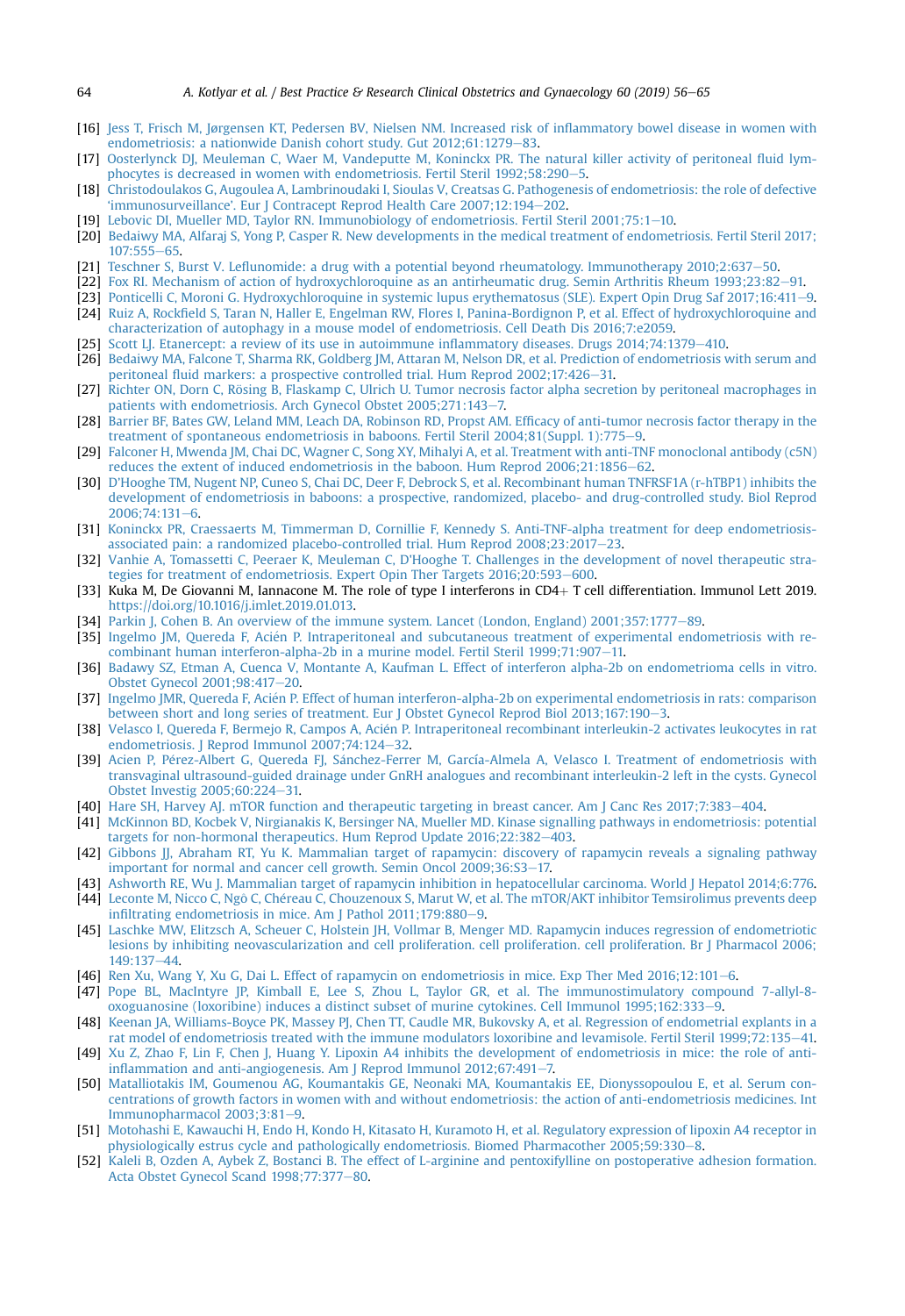- [16] Jess T, Frisch M, Jørgensen KT, Pedersen BV, Nielsen NM. Increased risk of inflammatory bowel disease in women with endometriosis: a nationwide Danish cohort study. Gut 2012;61:1279–83.
- [17] Oosterlynck DJ, Meuleman C, Waer M, Vandeputte M, Koninckx PR. The natural killer activity of peritoneal fluid lymphocytes is decreased in women with endometriosis. Fertil Steril 1992;58:290–5.
- [18] Christodoulakos G, Augoulea A, Lambrinoudaki I, Sioulas V, Creatsas G. Pathogenesis of endometriosis: the role of defective 'immunosurveillance'. Eur J Contracept Reprod Health Care 2007;12:194–202.
- [19] Lebovic DI, Mueller MD, Taylor RN. Immunobiology of endometriosis. Fertil Steril 2001;75:1–10.
- [20] Bedaiwy MA, Alfaraj S, Yong P, Casper R. New developments in the medical treatment of endometriosis. Fertil Steril 2017;107:555–65.
- [21] Teschner S, Burst V. Leflunomide: a drug with a potential beyond rheumatology. Immunotherapy 2010;2:637–50.
- [22] Fox RI. Mechanism of action of hydroxychloroquine as an antirheumatic drug. Semin Arthritis Rheum 1993;23:82–91.
- [23] Ponticelli C, Moroni G. Hydroxychloroquine in systemic lupus erythematosus (SLE). Expert Opin Drug Saf 2017;16:411–9.
- [24] Ruiz A, Rockfield S, Taran N, Haller E, Engelman RW, Flores I, Panina-Bordignon P, et al. Effect of hydroxychloroquine and characterization of autophagy in a mouse model of endometriosis. Cell Death Dis 2016;7:e2059.
- [25] Scott LJ. Etanercept: a review of its use in autoimmune inflammatory diseases. Drugs 2014;74:1379–410.
- [26] Bedaiwy MA, Falcone T, Sharma RK, Goldberg JM, Attaran M, Nelson DR, et al. Prediction of endometriosis with serum and peritoneal fluid markers: a prospective controlled trial. Hum Reprod 2002;17:426–31.
- [27] Richter ON, Dorn C, Rösing B, Flaskamp C, Ulrich U. Tumor necrosis factor alpha secretion by peritoneal macrophages in patients with endometriosis. Arch Gynecol Obstet 2005;271:143–7.
- [28] Barrier BF, Bates GW, Leland MM, Leach DA, Robinson RD, Propst AM. Efficacy of anti-tumor necrosis factor therapy in the treatment of spontaneous endometriosis in baboons. Fertil Steril 2004;81(Suppl. 1):775–9.
- [29] Falconer H, Mwenda JM, Chai DC, Wagner C, Song XY, Mihalyi A, et al. Treatment with anti-TNF monoclonal antibody (c5N) reduces the extent of induced endometriosis in the baboon. Hum Reprod 2006;21:1856–62.
- [30] D'Hooghe TM, Nugent NP, Cuneo S, Chai DC, Deer F, Debrock S, et al. Recombinant human TNFRSF1A (r-hTBP1) inhibits the development of endometriosis in baboons: a prospective, randomized, placebo- and drug-controlled study. Biol Reprod 2006;74:131–6.
- [31] Koninckx PR, Craessaerts M, Timmerman D, Cornillie F, Kennedy S. Anti-TNF-alpha treatment for deep endometriosis-associated pain: a randomized placebo-controlled trial. Hum Reprod 2008;23:2017–23.
- [32] Vanhie A, Tomassetti C, Peeraer K, Meuleman C, D'Hooghe T. Challenges in the development of novel therapeutic strategies for treatment of endometriosis. Expert Opin Ther Targets 2016;20:593–600.
- [33] Kuka M, De Giovanni M, Iannacone M. The role of type I interferons in CD4+ T cell differentiation. Immunol Lett 2019. https://doi.org/10.1016/j.imlet.2019.01.013.
- [34] Parkin J, Cohen B. An overview of the immune system. Lancet (London, England) 2001;357:1777–89.
- [35] Ingelmo JM, Quereda F, Acién P. Intraperitoneal and subcutaneous treatment of experimental endometriosis with recombinant human interferon-alpha-2b in a murine model. Fertil Steril 1999;71:907–11.
- [36] Badawy SZ, Etman A, Cuenca V, Montante A, Kaufman L. Effect of interferon alpha-2b on endometrioma cells in vitro. Obstet Gynecol 2001;98:417–20.
- [37] Ingelmo JMR, Quereda F, Acién P. Effect of human interferon-alpha-2b on experimental endometriosis in rats: comparison between short and long series of treatment. Eur J Obstet Gynecol Reprod Biol 2013;167:190–3.
- [38] Velasco I, Quereda F, Bermejo R, Campos A, Acién P. Intraperitoneal recombinant interleukin-2 activates leukocytes in rat endometriosis. J Reprod Immunol 2007;74:124–32.
- [39] Acien P, Pérez-Albert G, Quereda FJ, Sánchez-Ferrer M, García-Almela A, Velasco I. Treatment of endometriosis with transvaginal ultrasound-guided drainage under GnRH analogues and recombinant interleukin-2 left in the cysts. Gynecol Obstet Investig 2005;60:224–31.
- [40] Hare SH, Harvey AJ. mTOR function and therapeutic targeting in breast cancer. Am J Canc Res 2017;7:383–404.
- [41] McKinnon BD, Kocbek V, Nirgianakis K, Bersinger NA, Mueller MD. Kinase signalling pathways in endometriosis: potential targets for non-hormonal therapeutics. Hum Reprod Update 2016;22:382–403.
- [42] Gibbons JJ, Abraham RT, Yu K. Mammalian target of rapamycin: discovery of rapamycin reveals a signaling pathway important for normal and cancer cell growth. Semin Oncol 2009;36:S3–17.
- [43] Ashworth RE, Wu J. Mammalian target of rapamycin inhibition in hepatocellular carcinoma. World J Hepatol 2014;6:776.
- [44] Leconte M, Nicco C, Ngô C, Chéreau C, Chouzenoux S, Marut W, et al. The mTOR/AKT inhibitor Temsirolimus prevents deep infiltrating endometriosis in mice. Am J Pathol 2011;179:880–9.
- [45] Laschke MW, Elitzsch A, Scheuer C, Holstein JH, Vollmar B, Menger MD. Rapamycin induces regression of endometriotic lesions by inhibiting neovascularization and cell proliferation. cell proliferation. cell proliferation. Br J Pharmacol 2006;149:137–44.
- [46] Ren Xu, Wang Y, Xu G, Dai L. Effect of rapamycin on endometriosis in mice. Exp Ther Med 2016;12:101–6.
- [47] Pope BL, MacIntyre JP, Kimball E, Lee S, Zhou L, Taylor GR, et al. The immunostimulatory compound 7-allyl-8-oxoguanosine (loxoribine) induces a distinct subset of murine cytokines. Cell Immunol 1995;162:333–9.
- [48] Keenan JA, Williams-Boyce PK, Massey PJ, Chen TT, Caudle MR, Bukovsky A, et al. Regression of endometrial explants in a rat model of endometriosis treated with the immune modulators loxoribine and levamisole. Fertil Steril 1999;72:135–41.
- [49] Xu Z, Zhao F, Lin F, Chen J, Huang Y. Lipoxin A4 inhibits the development of endometriosis in mice: the role of anti-inflammation and anti-angiogenesis. Am J Reprod Immunol 2012;67:491–7.
- [50] Matalliotakis IM, Goumenou AG, Koumantakis GE, Neonaki MA, Koumantakis EE, Dionyssopoulou E, et al. Serum concentrations of growth factors in women with and without endometriosis: the action of anti-endometriosis medicines. Int Immunopharmacol 2003;3:81–9.
- [51] Motohashi E, Kawauchi H, Endo H, Kondo H, Kitasato H, Kuramoto H, et al. Regulatory expression of lipoxin A4 receptor in physiologically estrus cycle and pathologically endometriosis. Biomed Pharmacother 2005;59:330–8.
- [52] Kaleli B, Ozden A, Aybek Z, Bostanci B. The effect of L-arginine and pentoxifylline on postoperative adhesion formation. Acta Obstet Gynecol Scand 1998;77:377–80.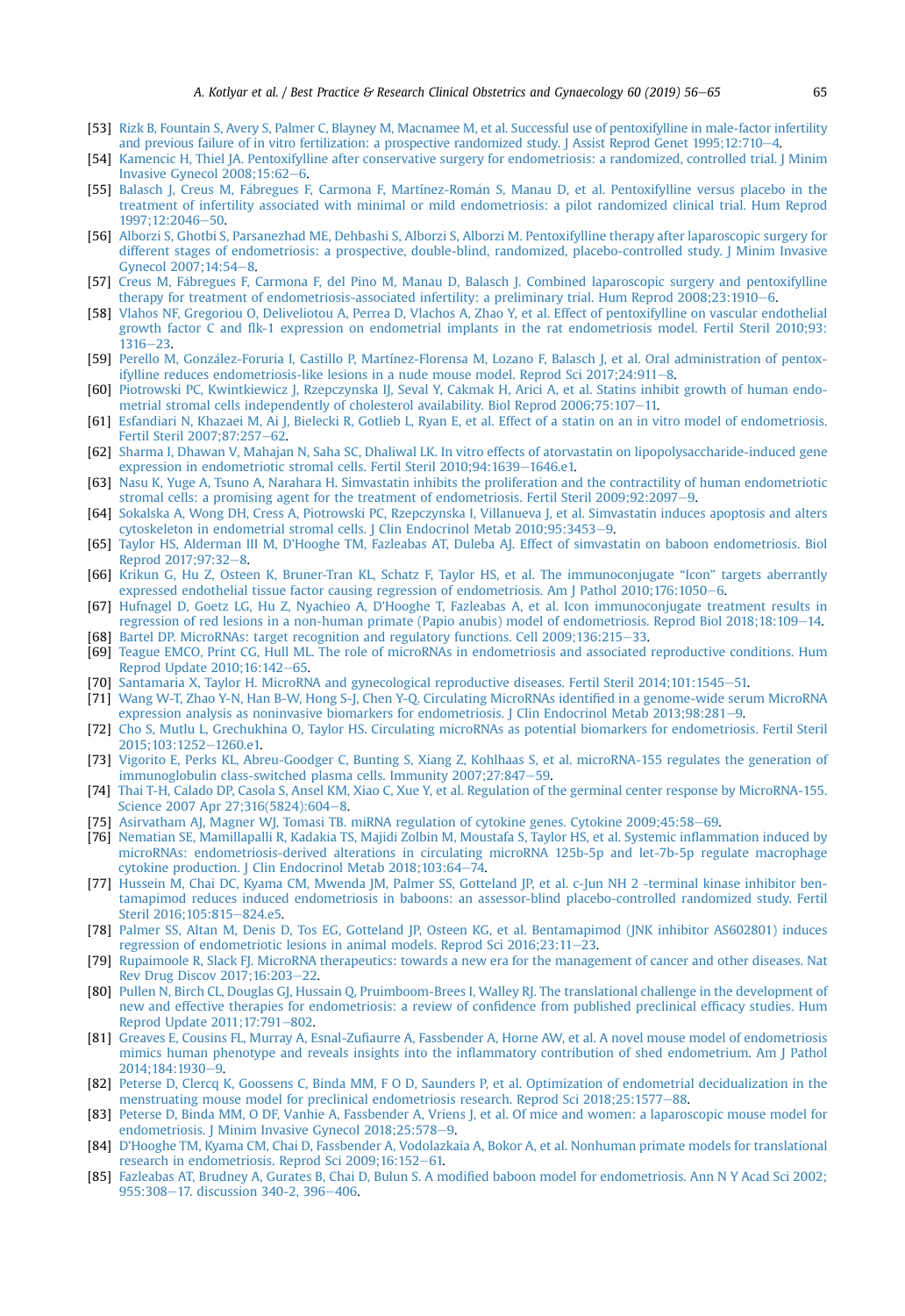[53] Rizk B, Fountain S, Avery S, Palmer C, Blayney M, Macnamee M, et al. Successful use of pentoxifylline in male-factor infertility and previous failure of in vitro fertilization: a prospective randomized study. J Assist Reprod Genet 1995;12:710–4.

[54] Kamencic H, Thiel JA. Pentoxifylline after conservative surgery for endometriosis: a randomized, controlled trial. J Minim Invasive Gynecol 2008;15:62–6.

[55] Balasch J, Creus M, Fábregues F, Carmona F, Martínez-Román S, Manau D, et al. Pentoxifylline versus placebo in the treatment of infertility associated with minimal or mild endometriosis: a pilot randomized clinical trial. Hum Reprod 1997;12:2046–50.

[56] Alborzi S, Ghotbi S, Parsanezhad ME, Dehbashi S, Alborzi S, Alborzi M. Pentoxifylline therapy after laparoscopic surgery for different stages of endometriosis: a prospective, double-blind, randomized, placebo-controlled study. J Minim Invasive Gynecol 2007;14:54–8.

[57] Creus M, Fábregues F, Carmona F, del Pino M, Manau D, Balasch J. Combined laparoscopic surgery and pentoxifylline therapy for treatment of endometriosis-associated infertility: a preliminary trial. Hum Reprod 2008;23:1910–6.

[58] Vlahos NF, Gregoriou O, Deliveliotou A, Perrea D, Vlachos A, Zhao Y, et al. Effect of pentoxifylline on vascular endothelial growth factor C and flk-1 expression on endometrial implants in the rat endometriosis model. Fertil Steril 2010;93:1316–23.

[59] Perello M, González-Foruria I, Castillo P, Martínez-Florensa M, Lozano F, Balasch J, et al. Oral administration of pentoxifylline reduces endometriosis-like lesions in a nude mouse model. Reprod Sci 2017;24:911–8.

[60] Piotrowski PC, Kwintkiewicz J, Rzepczynska IJ, Seval Y, Cakmak H, Arici A, et al. Statins inhibit growth of human endometrial stromal cells independently of cholesterol availability. Biol Reprod 2006;75:107–11.

[61] Esfandiari N, Khazaei M, Ai J, Bielecki R, Gotlieb L, Ryan E, et al. Effect of a statin on an in vitro model of endometriosis. Fertil Steril 2007;87:257–62.

[62] Sharma I, Dhawan V, Mahajan N, Saha SC, Dhaliwal LK. In vitro effects of atorvastatin on lipopolysaccharide-induced gene expression in endometriotic stromal cells. Fertil Steril 2010;94:1639–1646.e1.

[63] Nasu K, Yuge A, Tsuno A, Narahara H. Simvastatin inhibits the proliferation and the contractility of human endometriotic stromal cells: a promising agent for the treatment of endometriosis. Fertil Steril 2009;92:2097–9.

[64] Sokalska A, Wong DH, Cress A, Piotrowski PC, Rzepczynska I, Villanueva J, et al. Simvastatin induces apoptosis and alters cytoskeleton in endometrial stromal cells. J Clin Endocrinol Metab 2010;95:3453–9.

[65] Taylor HS, Alderman III M, D'Hooghe TM, Fazleabas AT, Duleba AJ. Effect of simvastatin on baboon endometriosis. Biol Reprod 2017;97:32–8.

[66] Krikun G, Hu Z, Osteen K, Bruner-Tran KL, Schatz F, Taylor HS, et al. The immunoconjugate "Icon" targets aberrantly expressed endothelial tissue factor causing regression of endometriosis. Am J Pathol 2010;176:1050–6.

[67] Hufnagel D, Goetz LG, Hu Z, Nyachieo A, D'Hooghe T, Fazleabas A, et al. Icon immunoconjugate treatment results in regression of red lesions in a non-human primate (Papio anubis) model of endometriosis. Reprod Biol 2018;18:109–14.

[68] Bartel DP. MicroRNAs: target recognition and regulatory functions. Cell 2009;136:215–33.

[69] Teague EMCO, Print CG, Hull ML. The role of microRNAs in endometriosis and associated reproductive conditions. Hum Reprod Update 2010;16:142–65.

[70] Santamaria X, Taylor H. MicroRNA and gynecological reproductive diseases. Fertil Steril 2014;101:1545–51.

[71] Wang W-T, Zhao Y-N, Han B-W, Hong S-J, Chen Y-Q. Circulating MicroRNAs identified in a genome-wide serum MicroRNA expression analysis as noninvasive biomarkers for endometriosis. J Clin Endocrinol Metab 2013;98:281–9.

[72] Cho S, Mutlu L, Grechukhina O, Taylor HS. Circulating microRNAs as potential biomarkers for endometriosis. Fertil Steril 2015;103:1252–1260.e1.

[73] Vigorito E, Perks KL, Abreu-Goodger C, Bunting S, Xiang Z, Kohlhaas S, et al. microRNA-155 regulates the generation of immunoglobulin class-switched plasma cells. Immunity 2007;27:847–59.

[74] Thai T-H, Calado DP, Casola S, Ansel KM, Xiao C, Xue Y, et al. Regulation of the germinal center response by MicroRNA-155. Science 2007 Apr 27;316(5824):604–8.

[75] Asirvatham AJ, Magner WJ, Tomasi TB. miRNA regulation of cytokine genes. Cytokine 2009;45:58–69.

[76] Nematian SE, Mamillapalli R, Kadakia TS, Majidi Zolbin M, Moustafa S, Taylor HS, et al. Systemic inflammation induced by microRNAs: endometriosis-derived alterations in circulating microRNA 125b-5p and let-7b-5p regulate macrophage cytokine production. J Clin Endocrinol Metab 2018;103:64–74.

[77] Hussein M, Chai DC, Kyama CM, Mwenda JM, Palmer SS, Gotteland JP, et al. c-Jun NH 2 -terminal kinase inhibitor bentamapimod reduces induced endometriosis in baboons: an assessor-blind placebo-controlled randomized study. Fertil Steril 2016;105:815–824.e5.

[78] Palmer SS, Altan M, Denis D, Tos EG, Gotteland JP, Osteen KG, et al. Bentamapimod (JNK inhibitor AS602801) induces regression of endometriotic lesions in animal models. Reprod Sci 2016;23:11–23.

[79] Rupaimoole R, Slack FJ. MicroRNA therapeutics: towards a new era for the management of cancer and other diseases. Nat Rev Drug Discov 2017;16:203–22.

[80] Pullen N, Birch CL, Douglas GJ, Hussain Q, Pruimboom-Brees I, Walley RJ. The translational challenge in the development of new and effective therapies for endometriosis: a review of confidence from published preclinical efficacy studies. Hum Reprod Update 2011;17:791–802.

[81] Greaves E, Cousins FL, Murray A, Esnal-Zufiaurre A, Fassbender A, Horne AW, et al. A novel mouse model of endometriosis mimics human phenotype and reveals insights into the inflammatory contribution of shed endometrium. Am J Pathol 2014;184:1930–9.

[82] Peterse D, Clercq K, Goossens C, Binda MM, F O D, Saunders P, et al. Optimization of endometrial decidualization in the menstruating mouse model for preclinical endometriosis research. Reprod Sci 2018;25:1577–88.

[83] Peterse D, Binda MM, O DF, Vanhie A, Fassbender A, Vriens J, et al. Of mice and women: a laparoscopic mouse model for endometriosis. J Minim Invasive Gynecol 2018;25:578–9.

[84] D'Hooghe TM, Kyama CM, Chai D, Fassbender A, Vodolazkaia A, Bokor A, et al. Nonhuman primate models for translational research in endometriosis. Reprod Sci 2009;16:152–61.

[85] Fazleabas AT, Brudney A, Gurates B, Chai D, Bulun S. A modified baboon model for endometriosis. Ann N Y Acad Sci 2002;955:308–17. discussion 340-2, 396–406.